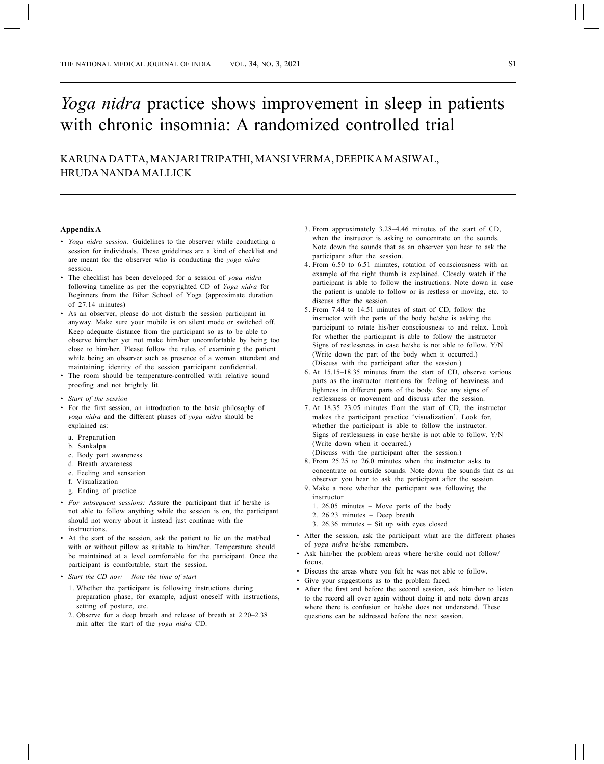# *Yoga nidra* practice shows improvement in sleep in patients with chronic insomnia: A randomized controlled trial

KARUNA DATTA, MANJARI TRIPATHI, MANSI VERMA, DEEPIKA MASIWAL, HRUDA NANDA MALLICK

**Appendix A**

- *Yoga nidra session:* Guidelines to the observer while conducting a session for individuals. These guidelines are a kind of checklist and are meant for the observer who is conducting the *yoga nidra* session.
- The checklist has been developed for a session of *yoga nidra* following timeline as per the copyrighted CD of *Yoga nidra* for Beginners from the Bihar School of Yoga (approximate duration of 27.14 minutes)
- As an observer, please do not disturb the session participant in anyway. Make sure your mobile is on silent mode or switched off. Keep adequate distance from the participant so as to be able to observe him/her yet not make him/her uncomfortable by being too close to him/her. Please follow the rules of examining the patient while being an observer such as presence of a woman attendant and maintaining identity of the session participant confidential.
- The room should be temperature-controlled with relative sound proofing and not brightly lit.
- *Start of the session*
- For the first session, an introduction to the basic philosophy of *yoga nidra* and the different phases of *yoga nidra* should be explained as:
  a. Preparation
  b. Sankalpa
  c. Body part awareness
  d. Breath awareness
  e. Feeling and sensation
  f. Visualization
  g. Ending of practice
- *For subsequent sessions:* Assure the participant that if he/she is not able to follow anything while the session is on, the participant should not worry about it instead just continue with the instructions.
- At the start of the session, ask the patient to lie on the mat/bed with or without pillow as suitable to him/her. Temperature should be maintained at a level comfortable for the participant. Once the participant is comfortable, start the session.
- *Start the CD now – Note the time of start*
  1. Whether the participant is following instructions during preparation phase, for example, adjust oneself with instructions, setting of posture, etc.
  2. Observe for a deep breath and release of breath at 2.20–2.38 min after the start of the *yoga nidra* CD.
  3. From approximately 3.28–4.46 minutes of the start of CD, when the instructor is asking to concentrate on the sounds. Note down the sounds that as an observer you hear to ask the participant after the session.
  4. From 6.50 to 6.51 minutes, rotation of consciousness with an example of the right thumb is explained. Closely watch if the participant is able to follow the instructions. Note down in case the patient is unable to follow or is restless or moving, etc. to discuss after the session.
  5. From 7.44 to 14.51 minutes of start of CD, follow the instructor with the parts of the body he/she is asking the participant to rotate his/her consciousness to and relax. Look for whether the participant is able to follow the instructor Signs of restlessness in case he/she is not able to follow. Y/N (Write down the part of the body when it occurred.) (Discuss with the participant after the session.)
  6. At 15.15–18.35 minutes from the start of CD, observe various parts as the instructor mentions for feeling of heaviness and lightness in different parts of the body. See any signs of restlessness or movement and discuss after the session.
  7. At 18.35–23.05 minutes from the start of CD, the instructor makes the participant practice 'visualization'. Look for, whether the participant is able to follow the instructor. Signs of restlessness in case he/she is not able to follow. Y/N (Write down when it occurred.) (Discuss with the participant after the session.)
  8. From 25.25 to 26.0 minutes when the instructor asks to concentrate on outside sounds. Note down the sounds that as an observer you hear to ask the participant after the session.
  9. Make a note whether the participant was following the instructor
     1. 26.05 minutes – Move parts of the body
     2. 26.23 minutes – Deep breath
     3. 26.36 minutes – Sit up with eyes closed
- After the session, ask the participant what are the different phases of *yoga nidra* he/she remembers.
- Ask him/her the problem areas where he/she could not follow/focus.
- Discuss the areas where you felt he was not able to follow.
- Give your suggestions as to the problem faced.
- After the first and before the second session, ask him/her to listen to the record all over again without doing it and note down areas where there is confusion or he/she does not understand. These questions can be addressed before the next session.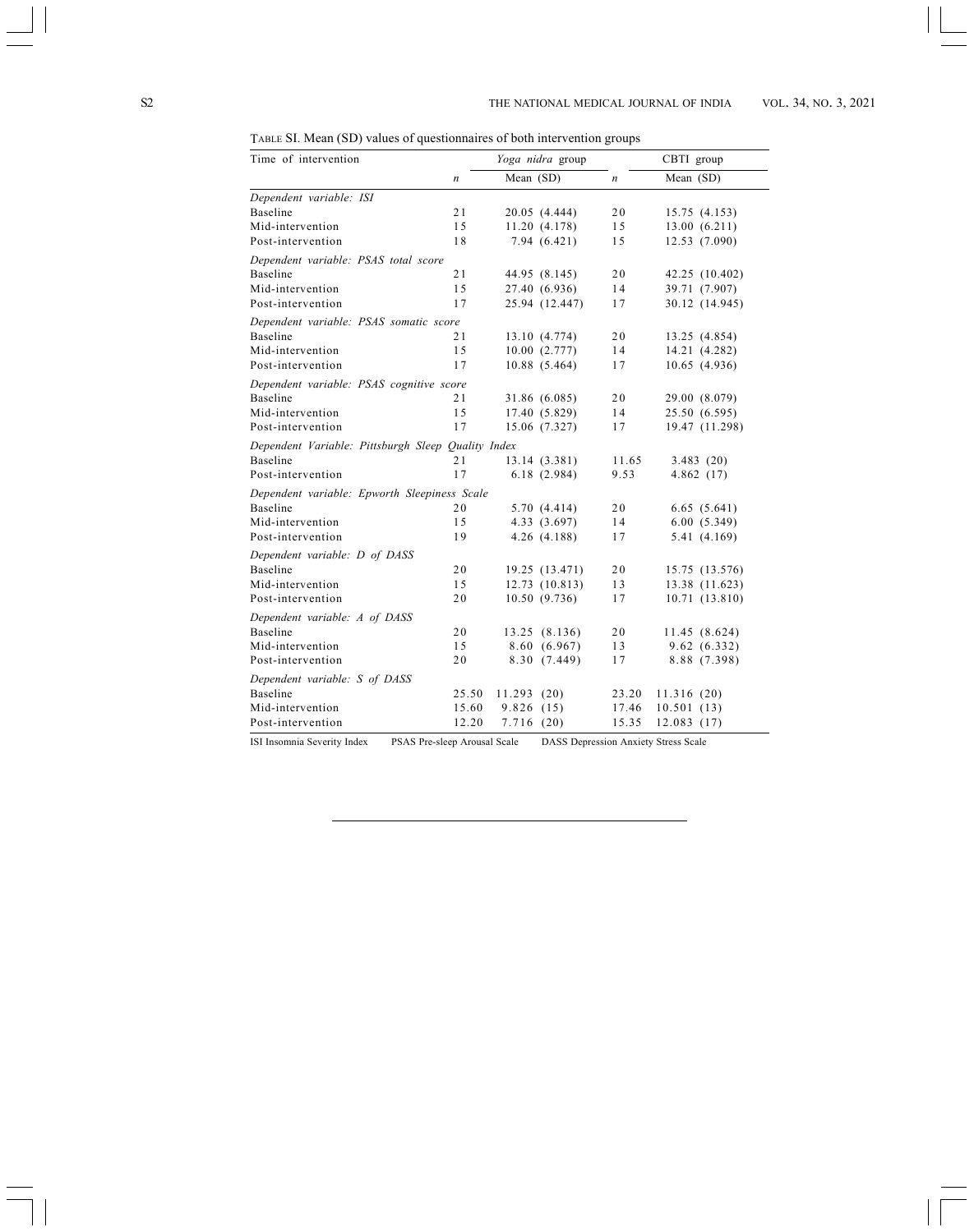TABLE SI. Mean (SD) values of questionnaires of both intervention groups

| Time of intervention | Yoga nidra group | | CBTI group | |
|---|---|---|---|---|
| | *n* | Mean (SD) | *n* | Mean (SD) |
| *Dependent variable: ISI* | | | | |
| Baseline | 21 | 20.05 (4.444) | 20 | 15.75 (4.153) |
| Mid-intervention | 15 | 11.20 (4.178) | 15 | 13.00 (6.211) |
| Post-intervention | 18 | 7.94 (6.421) | 15 | 12.53 (7.090) |
| *Dependent variable: PSAS total score* | | | | |
| Baseline | 21 | 44.95 (8.145) | 20 | 42.25 (10.402) |
| Mid-intervention | 15 | 27.40 (6.936) | 14 | 39.71 (7.907) |
| Post-intervention | 17 | 25.94 (12.447) | 17 | 30.12 (14.945) |
| *Dependent variable: PSAS somatic score* | | | | |
| Baseline | 21 | 13.10 (4.774) | 20 | 13.25 (4.854) |
| Mid-intervention | 15 | 10.00 (2.777) | 14 | 14.21 (4.282) |
| Post-intervention | 17 | 10.88 (5.464) | 17 | 10.65 (4.936) |
| *Dependent variable: PSAS cognitive score* | | | | |
| Baseline | 21 | 31.86 (6.085) | 20 | 29.00 (8.079) |
| Mid-intervention | 15 | 17.40 (5.829) | 14 | 25.50 (6.595) |
| Post-intervention | 17 | 15.06 (7.327) | 17 | 19.47 (11.298) |
| *Dependent Variable: Pittsburgh Sleep Quality Index* | | | | |
| Baseline | 21 | 13.14 (3.381) | 11.65 | 3.483 (20) |
| Post-intervention | 17 | 6.18 (2.984) | 9.53 | 4.862 (17) |
| *Dependent variable: Epworth Sleepiness Scale* | | | | |
| Baseline | 20 | 5.70 (4.414) | 20 | 6.65 (5.641) |
| Mid-intervention | 15 | 4.33 (3.697) | 14 | 6.00 (5.349) |
| Post-intervention | 19 | 4.26 (4.188) | 17 | 5.41 (4.169) |
| *Dependent variable: D of DASS* | | | | |
| Baseline | 20 | 19.25 (13.471) | 20 | 15.75 (13.576) |
| Mid-intervention | 15 | 12.73 (10.813) | 13 | 13.38 (11.623) |
| Post-intervention | 20 | 10.50 (9.736) | 17 | 10.71 (13.810) |
| *Dependent variable: A of DASS* | | | | |
| Baseline | 20 | 13.25 (8.136) | 20 | 11.45 (8.624) |
| Mid-intervention | 15 | 8.60 (6.967) | 13 | 9.62 (6.332) |
| Post-intervention | 20 | 8.30 (7.449) | 17 | 8.88 (7.398) |
| *Dependent variable: S of DASS* | | | | |
| Baseline | 25.50 | 11.293 (20) | 23.20 | 11.316 (20) |
| Mid-intervention | 15.60 | 9.826 (15) | 17.46 | 10.501 (13) |
| Post-intervention | 12.20 | 7.716 (20) | 15.35 | 12.083 (17) |

ISI Insomnia Severity Index  PSAS Pre-sleep Arousal Scale  DASS Depression Anxiety Stress Scale